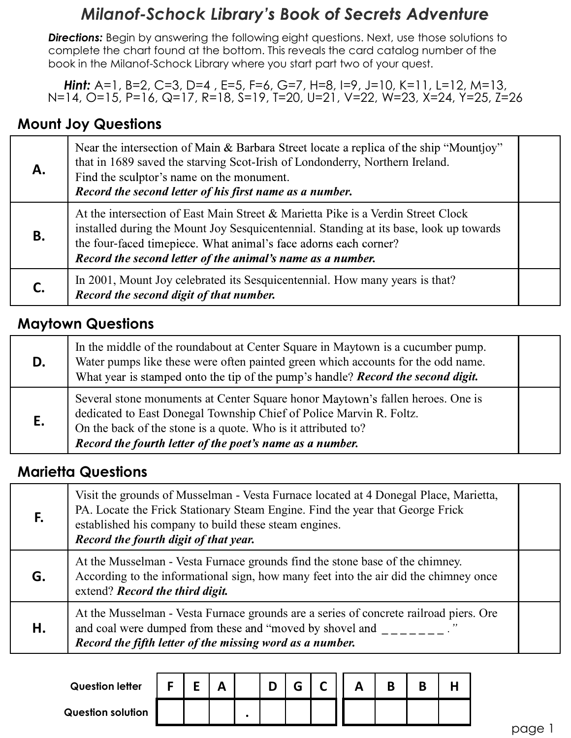# Milanof-Schock Library's Book of Secrets Adventure

***Directions:*** Begin by answering the following eight questions. Next, use those solutions to complete the chart found at the bottom. This reveals the card catalog number of the book in the Milanof-Schock Library where you start part two of your quest.

***Hint:*** A=1, B=2, C=3, D=4 , E=5, F=6, G=7, H=8, I=9, J=10, K=11, L=12, M=13, N=14, O=15, P=16, Q=17, R=18, S=19, T=20, U=21, V=22, W=23, X=24, Y=25, Z=26

## Mount Joy Questions

| | | |
|---|---|---|
| **A.** | Near the intersection of Main & Barbara Street locate a replica of the ship "Mountjoy" that in 1689 saved the starving Scot-Irish of Londonderry, Northern Ireland. Find the sculptor's name on the monument. ***Record the second letter of his first name as a number.*** | |
| **B.** | At the intersection of East Main Street & Marietta Pike is a Verdin Street Clock installed during the Mount Joy Sesquicentennial. Standing at its base, look up towards the four-faced timepiece. What animal's face adorns each corner? ***Record the second letter of the animal's name as a number.*** | |
| **C.** | In 2001, Mount Joy celebrated its Sesquicentennial. How many years is that? ***Record the second digit of that number.*** | |

## Maytown Questions

| | | |
|---|---|---|
| **D.** | In the middle of the roundabout at Center Square in Maytown is a cucumber pump. Water pumps like these were often painted green which accounts for the odd name. What year is stamped onto the tip of the pump's handle? ***Record the second digit.*** | |
| **E.** | Several stone monuments at Center Square honor Maytown's fallen heroes. One is dedicated to East Donegal Township Chief of Police Marvin R. Foltz. On the back of the stone is a quote. Who is it attributed to? ***Record the fourth letter of the poet's name as a number.*** | |

## Marietta Questions

| | | |
|---|---|---|
| **F.** | Visit the grounds of Musselman - Vesta Furnace located at 4 Donegal Place, Marietta, PA. Locate the Frick Stationary Steam Engine. Find the year that George Frick established his company to build these steam engines. ***Record the fourth digit of that year.*** | |
| **G.** | At the Musselman - Vesta Furnace grounds find the stone base of the chimney. According to the informational sign, how many feet into the air did the chimney once extend? ***Record the third digit.*** | |
| **H.** | At the Musselman - Vesta Furnace grounds are a series of concrete railroad piers. Ore and coal were dumped from these and "moved by shovel and _ _ _ _ _ _ _ ." ***Record the fifth letter of the missing word as a number.*** | |

| **Question letter** | F | E | A | | D | G | C | A | B | B | H |
|---|---|---|---|---|---|---|---|---|---|---|---|
| **Question solution** | | | | . | | | | | | | |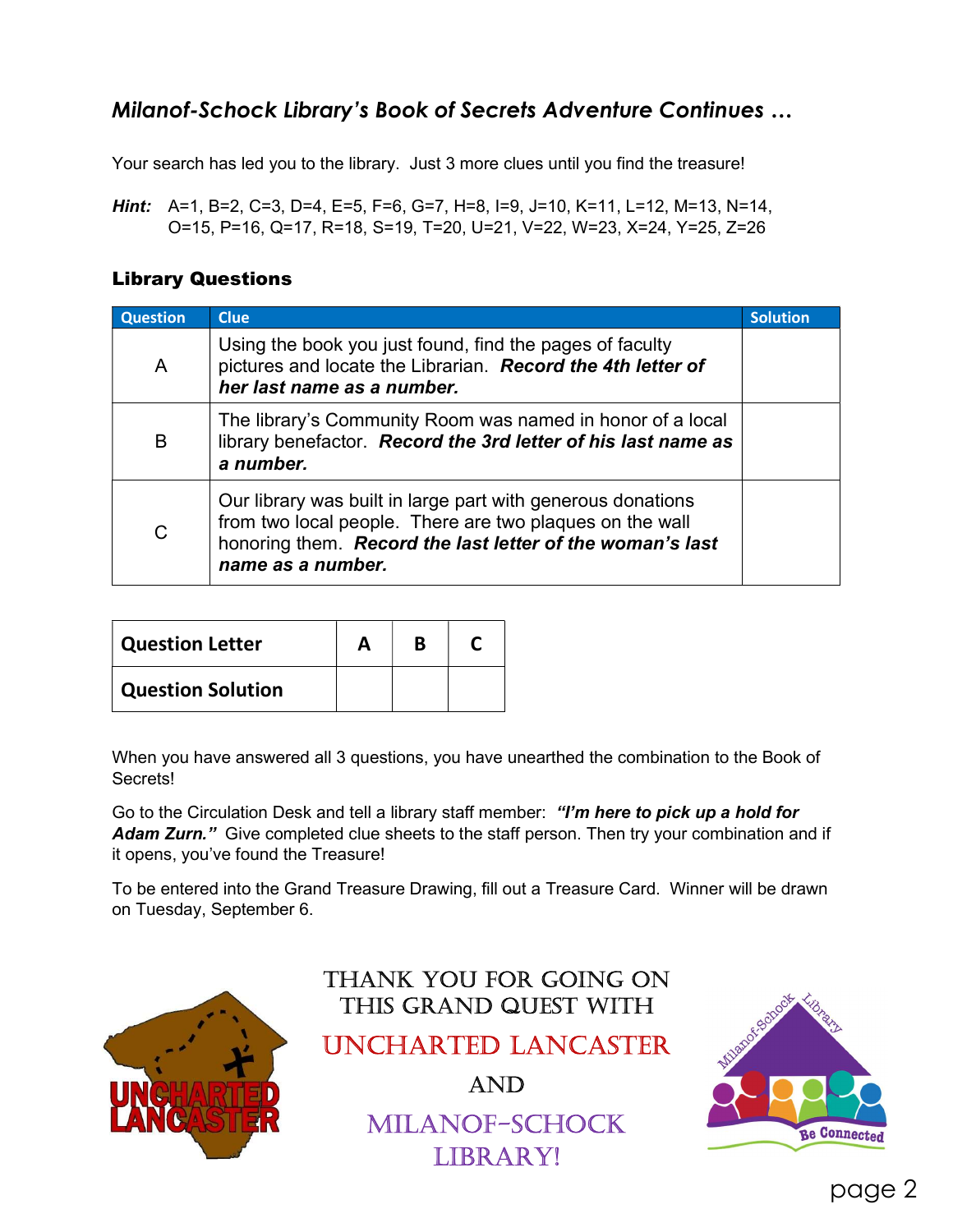## *Milanof-Schock Library's Book of Secrets Adventure Continues …*

Your search has led you to the library. Just 3 more clues until you find the treasure!

***Hint:*** A=1, B=2, C=3, D=4, E=5, F=6, G=7, H=8, I=9, J=10, K=11, L=12, M=13, N=14, O=15, P=16, Q=17, R=18, S=19, T=20, U=21, V=22, W=23, X=24, Y=25, Z=26

### Library Questions

| Question | Clue | Solution |
|---|---|---|
| A | Using the book you just found, find the pages of faculty pictures and locate the Librarian. ***Record the 4th letter of her last name as a number.*** | |
| B | The library's Community Room was named in honor of a local library benefactor. ***Record the 3rd letter of his last name as a number.*** | |
| C | Our library was built in large part with generous donations from two local people. There are two plaques on the wall honoring them. ***Record the last letter of the woman's last name as a number.*** | |

| **Question Letter** | **A** | **B** | **C** |
|---|---|---|---|
| **Question Solution** | | | |

When you have answered all 3 questions, you have unearthed the combination to the Book of Secrets!

Go to the Circulation Desk and tell a library staff member: ***"I'm here to pick up a hold for Adam Zurn."*** Give completed clue sheets to the staff person. Then try your combination and if it opens, you've found the Treasure!

To be entered into the Grand Treasure Drawing, fill out a Treasure Card. Winner will be drawn on Tuesday, September 6.

THANK YOU FOR GOING ON THIS GRAND QUEST WITH

UNCHARTED LANCASTER

AND

MILANOF-SCHOCK LIBRARY!